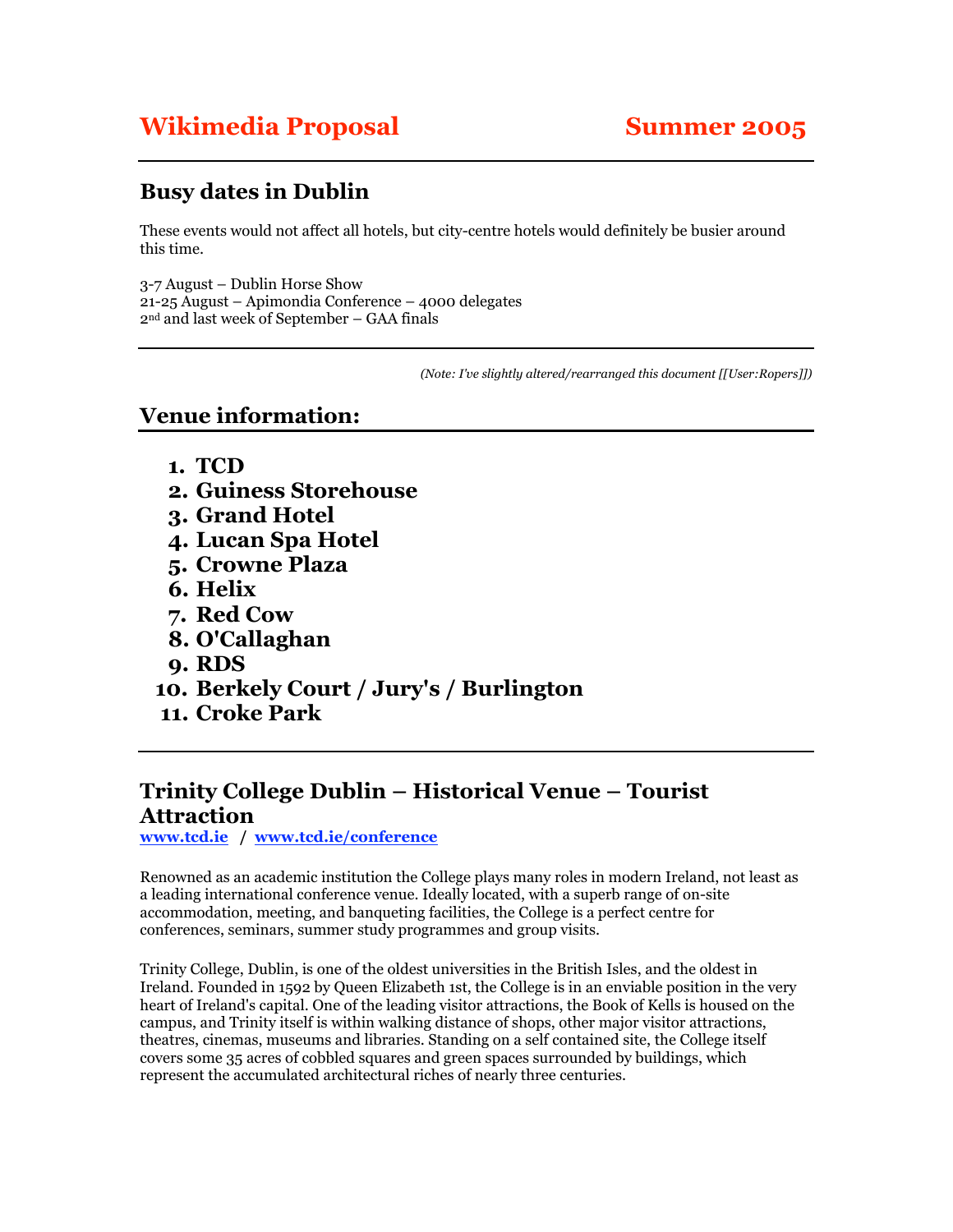# Wikimedia Proposal Summer 2005

---

## Busy dates in Dublin

These events would not affect all hotels, but city-centre hotels would definitely be busier around this time.

3-7 August – Dublin Horse Show
21-25 August – Apimondia Conference – 4000 delegates
2nd and last week of September – GAA finals

---

*(Note: I've slightly altered/rearranged this document [[User:Ropers]])*

## Venue information:

1. **TCD**
2. **Guiness Storehouse**
3. **Grand Hotel**
4. **Lucan Spa Hotel**
5. **Crowne Plaza**
6. **Helix**
7. **Red Cow**
8. **O'Callaghan**
9. **RDS**
10. **Berkely Court / Jury's / Burlington**
11. **Croke Park**

---

## Trinity College Dublin – Historical Venue – Tourist Attraction

www.tcd.ie / www.tcd.ie/conference

Renowned as an academic institution the College plays many roles in modern Ireland, not least as a leading international conference venue. Ideally located, with a superb range of on-site accommodation, meeting, and banqueting facilities, the College is a perfect centre for conferences, seminars, summer study programmes and group visits.

Trinity College, Dublin, is one of the oldest universities in the British Isles, and the oldest in Ireland. Founded in 1592 by Queen Elizabeth 1st, the College is in an enviable position in the very heart of Ireland's capital. One of the leading visitor attractions, the Book of Kells is housed on the campus, and Trinity itself is within walking distance of shops, other major visitor attractions, theatres, cinemas, museums and libraries. Standing on a self contained site, the College itself covers some 35 acres of cobbled squares and green spaces surrounded by buildings, which represent the accumulated architectural riches of nearly three centuries.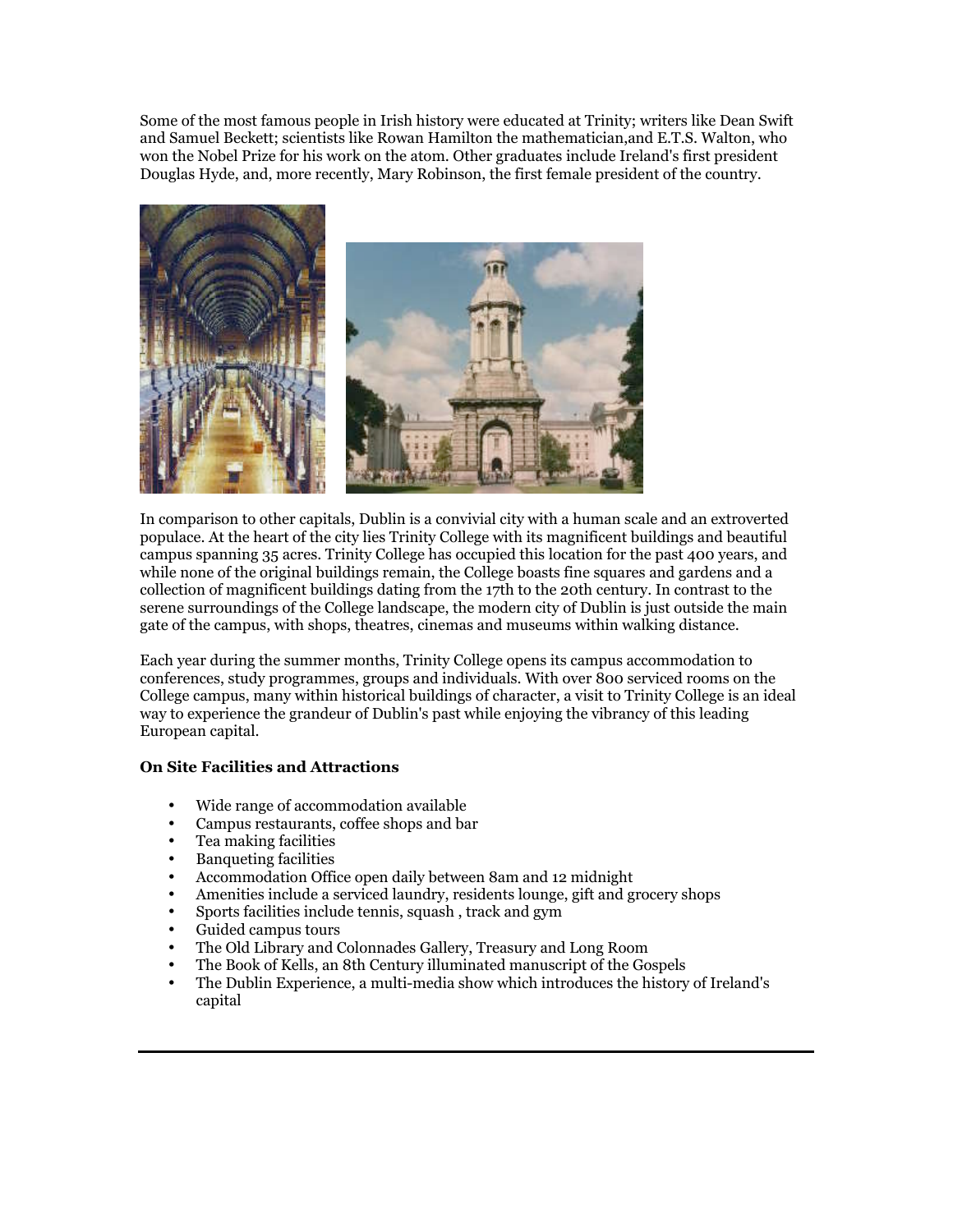Some of the most famous people in Irish history were educated at Trinity; writers like Dean Swift and Samuel Beckett; scientists like Rowan Hamilton the mathematician,and E.T.S. Walton, who won the Nobel Prize for his work on the atom. Other graduates include Ireland's first president Douglas Hyde, and, more recently, Mary Robinson, the first female president of the country.

In comparison to other capitals, Dublin is a convivial city with a human scale and an extroverted populace. At the heart of the city lies Trinity College with its magnificent buildings and beautiful campus spanning 35 acres. Trinity College has occupied this location for the past 400 years, and while none of the original buildings remain, the College boasts fine squares and gardens and a collection of magnificent buildings dating from the 17th to the 20th century. In contrast to the serene surroundings of the College landscape, the modern city of Dublin is just outside the main gate of the campus, with shops, theatres, cinemas and museums within walking distance.

Each year during the summer months, Trinity College opens its campus accommodation to conferences, study programmes, groups and individuals. With over 800 serviced rooms on the College campus, many within historical buildings of character, a visit to Trinity College is an ideal way to experience the grandeur of Dublin's past while enjoying the vibrancy of this leading European capital.

**On Site Facilities and Attractions**

- Wide range of accommodation available
- Campus restaurants, coffee shops and bar
- Tea making facilities
- Banqueting facilities
- Accommodation Office open daily between 8am and 12 midnight
- Amenities include a serviced laundry, residents lounge, gift and grocery shops
- Sports facilities include tennis, squash , track and gym
- Guided campus tours
- The Old Library and Colonnades Gallery, Treasury and Long Room
- The Book of Kells, an 8th Century illuminated manuscript of the Gospels
- The Dublin Experience, a multi-media show which introduces the history of Ireland's capital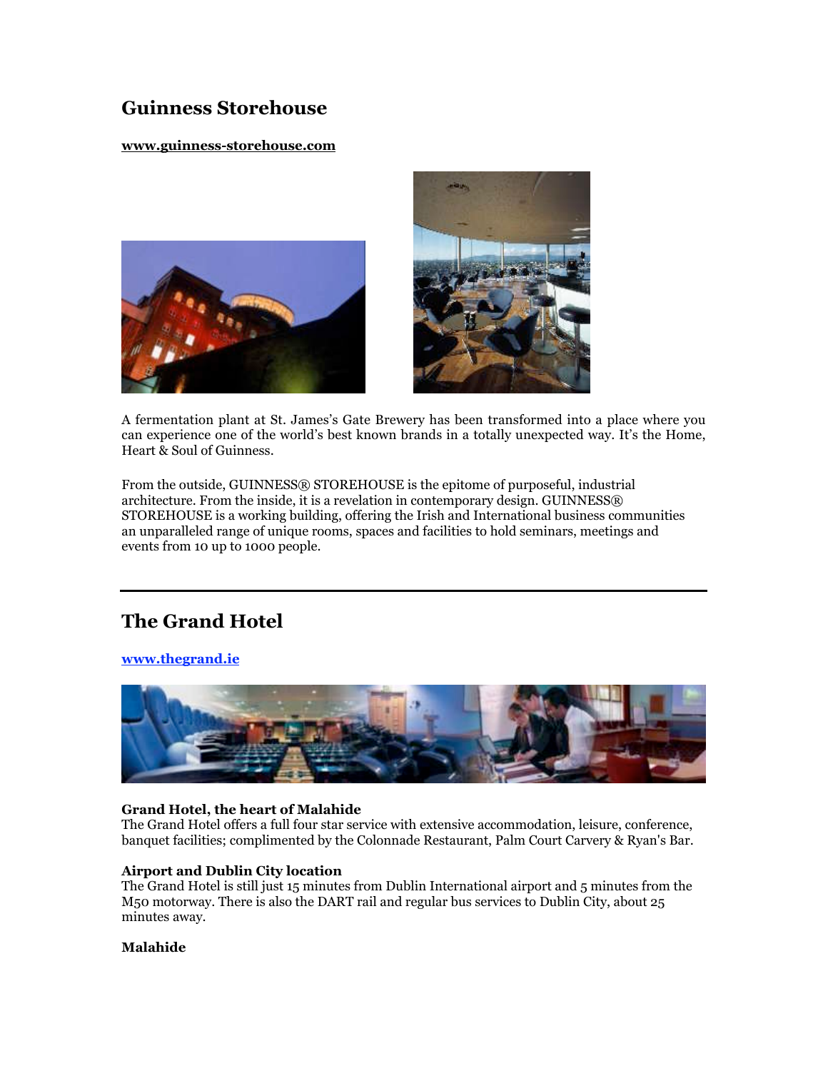## Guinness Storehouse

**www.guinness-storehouse.com**

A fermentation plant at St. James's Gate Brewery has been transformed into a place where you can experience one of the world's best known brands in a totally unexpected way. It's the Home, Heart & Soul of Guinness.

From the outside, GUINNESS® STOREHOUSE is the epitome of purposeful, industrial architecture. From the inside, it is a revelation in contemporary design. GUINNESS® STOREHOUSE is a working building, offering the Irish and International business communities an unparalleled range of unique rooms, spaces and facilities to hold seminars, meetings and events from 10 up to 1000 people.

---

## The Grand Hotel

**www.thegrand.ie**

**Grand Hotel, the heart of Malahide**
The Grand Hotel offers a full four star service with extensive accommodation, leisure, conference, banquet facilities; complimented by the Colonnade Restaurant, Palm Court Carvery & Ryan's Bar.

**Airport and Dublin City location**
The Grand Hotel is still just 15 minutes from Dublin International airport and 5 minutes from the M50 motorway. There is also the DART rail and regular bus services to Dublin City, about 25 minutes away.

**Malahide**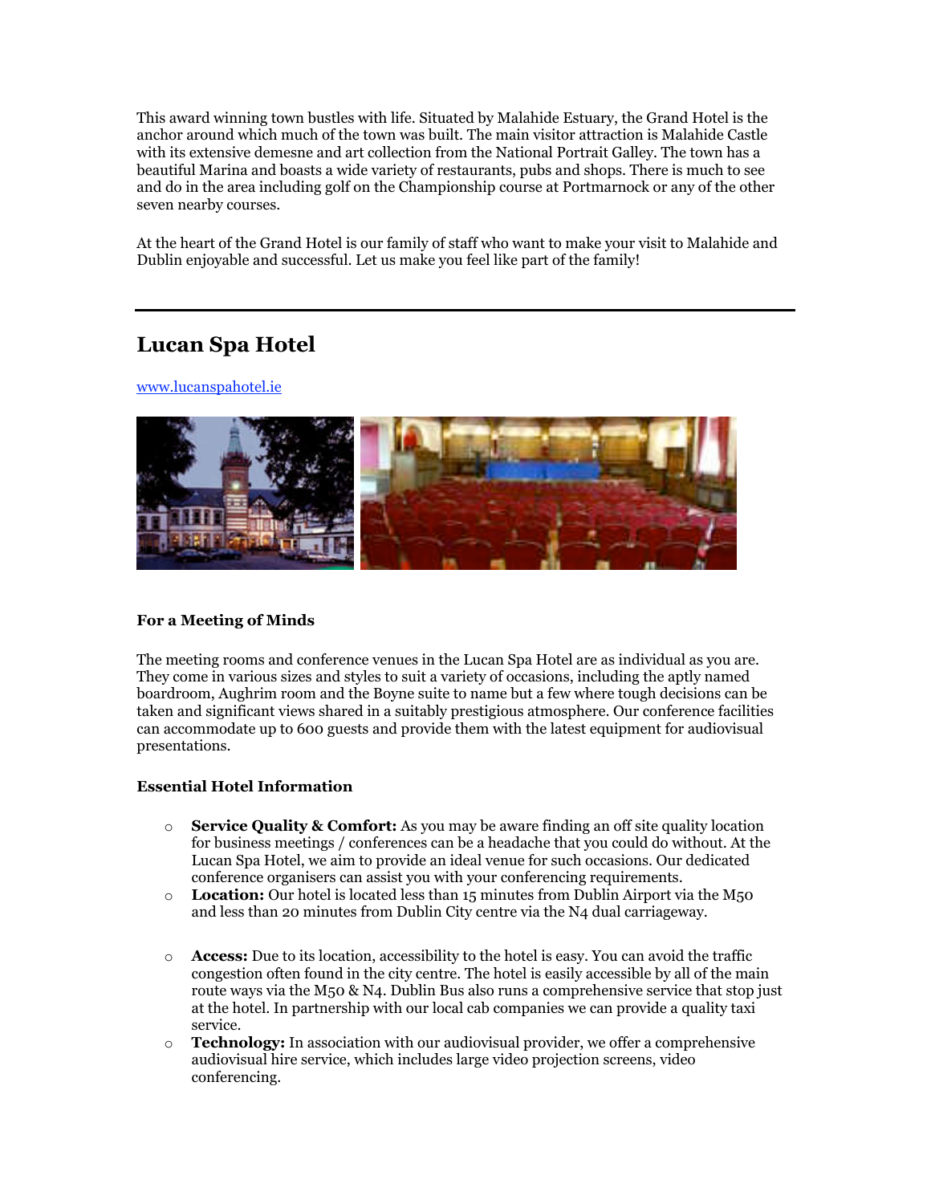This award winning town bustles with life. Situated by Malahide Estuary, the Grand Hotel is the anchor around which much of the town was built. The main visitor attraction is Malahide Castle with its extensive demesne and art collection from the National Portrait Galley. The town has a beautiful Marina and boasts a wide variety of restaurants, pubs and shops. There is much to see and do in the area including golf on the Championship course at Portmarnock or any of the other seven nearby courses.

At the heart of the Grand Hotel is our family of staff who want to make your visit to Malahide and Dublin enjoyable and successful. Let us make you feel like part of the family!

---

## Lucan Spa Hotel

www.lucanspahotel.ie

### For a Meeting of Minds

The meeting rooms and conference venues in the Lucan Spa Hotel are as individual as you are. They come in various sizes and styles to suit a variety of occasions, including the aptly named boardroom, Aughrim room and the Boyne suite to name but a few where tough decisions can be taken and significant views shared in a suitably prestigious atmosphere. Our conference facilities can accommodate up to 600 guests and provide them with the latest equipment for audiovisual presentations.

### Essential Hotel Information

- **Service Quality & Comfort:** As you may be aware finding an off site quality location for business meetings / conferences can be a headache that you could do without. At the Lucan Spa Hotel, we aim to provide an ideal venue for such occasions. Our dedicated conference organisers can assist you with your conferencing requirements.
- **Location:** Our hotel is located less than 15 minutes from Dublin Airport via the M50 and less than 20 minutes from Dublin City centre via the N4 dual carriageway.
- **Access:** Due to its location, accessibility to the hotel is easy. You can avoid the traffic congestion often found in the city centre. The hotel is easily accessible by all of the main route ways via the M50 & N4. Dublin Bus also runs a comprehensive service that stop just at the hotel. In partnership with our local cab companies we can provide a quality taxi service.
- **Technology:** In association with our audiovisual provider, we offer a comprehensive audiovisual hire service, which includes large video projection screens, video conferencing.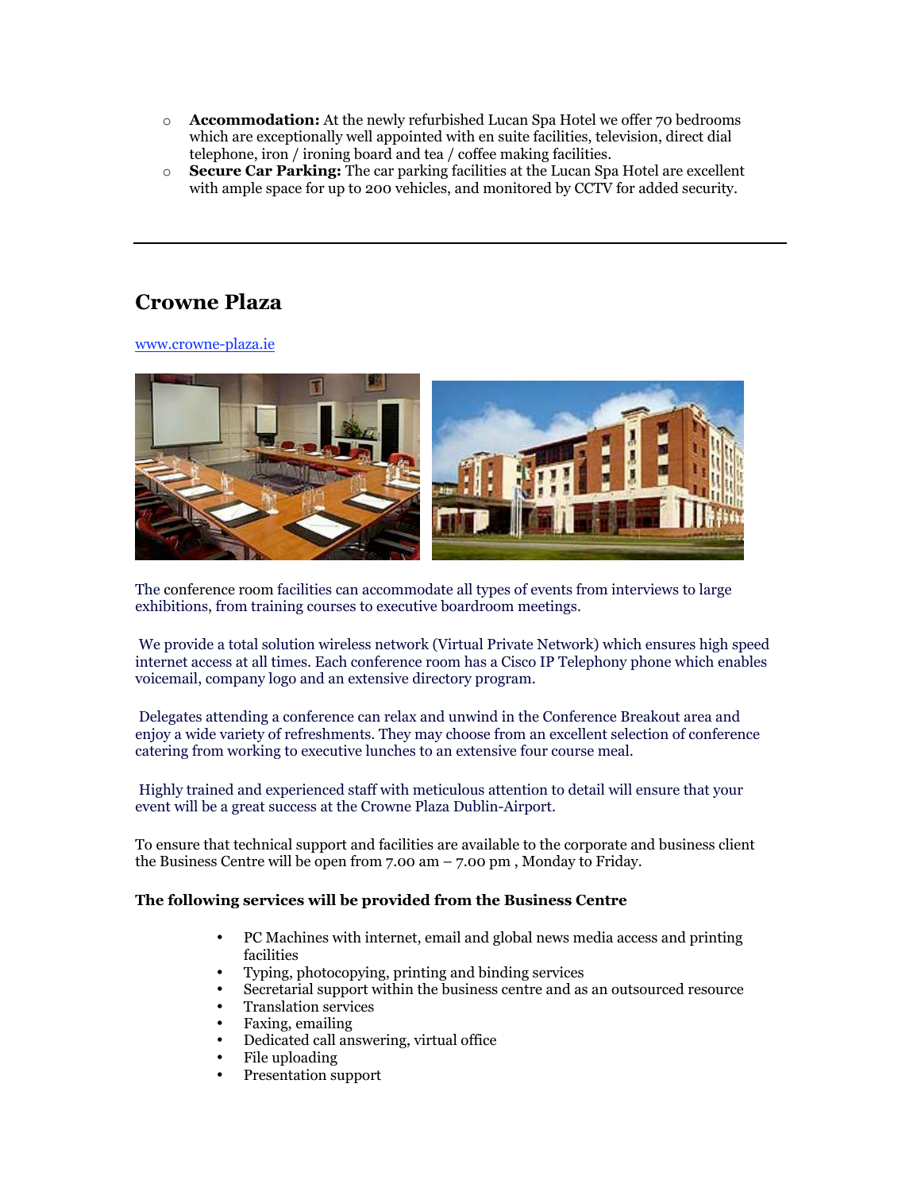- **Accommodation:** At the newly refurbished Lucan Spa Hotel we offer 70 bedrooms which are exceptionally well appointed with en suite facilities, television, direct dial telephone, iron / ironing board and tea / coffee making facilities.
- **Secure Car Parking:** The car parking facilities at the Lucan Spa Hotel are excellent with ample space for up to 200 vehicles, and monitored by CCTV for added security.

---

## Crowne Plaza

www.crowne-plaza.ie

The conference room facilities can accommodate all types of events from interviews to large exhibitions, from training courses to executive boardroom meetings.

We provide a total solution wireless network (Virtual Private Network) which ensures high speed internet access at all times. Each conference room has a Cisco IP Telephony phone which enables voicemail, company logo and an extensive directory program.

Delegates attending a conference can relax and unwind in the Conference Breakout area and enjoy a wide variety of refreshments. They may choose from an excellent selection of conference catering from working to executive lunches to an extensive four course meal.

Highly trained and experienced staff with meticulous attention to detail will ensure that your event will be a great success at the Crowne Plaza Dublin-Airport.

To ensure that technical support and facilities are available to the corporate and business client the Business Centre will be open from 7.00 am – 7.00 pm , Monday to Friday.

**The following services will be provided from the Business Centre**

- PC Machines with internet, email and global news media access and printing facilities
- Typing, photocopying, printing and binding services
- Secretarial support within the business centre and as an outsourced resource
- Translation services
- Faxing, emailing
- Dedicated call answering, virtual office
- File uploading
- Presentation support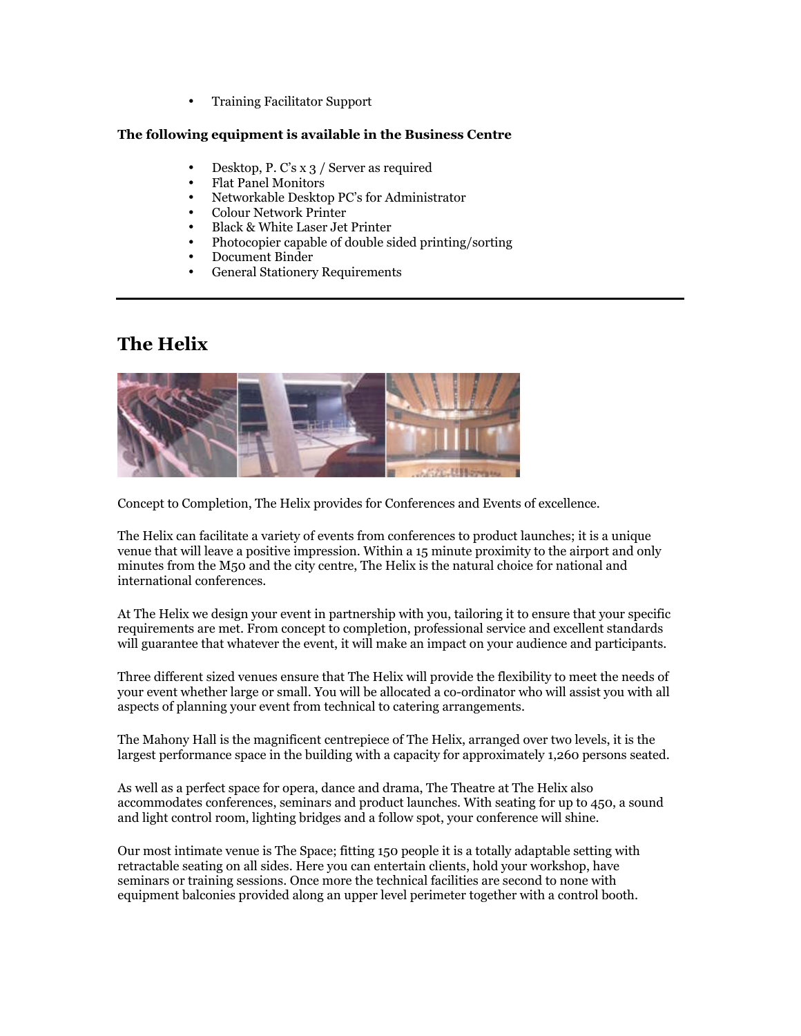- Training Facilitator Support

**The following equipment is available in the Business Centre**

- Desktop, P. C's x 3 / Server as required
- Flat Panel Monitors
- Networkable Desktop PC's for Administrator
- Colour Network Printer
- Black & White Laser Jet Printer
- Photocopier capable of double sided printing/sorting
- Document Binder
- General Stationery Requirements

---

## The Helix

Concept to Completion, The Helix provides for Conferences and Events of excellence.

The Helix can facilitate a variety of events from conferences to product launches; it is a unique venue that will leave a positive impression. Within a 15 minute proximity to the airport and only minutes from the M50 and the city centre, The Helix is the natural choice for national and international conferences.

At The Helix we design your event in partnership with you, tailoring it to ensure that your specific requirements are met. From concept to completion, professional service and excellent standards will guarantee that whatever the event, it will make an impact on your audience and participants.

Three different sized venues ensure that The Helix will provide the flexibility to meet the needs of your event whether large or small. You will be allocated a co-ordinator who will assist you with all aspects of planning your event from technical to catering arrangements.

The Mahony Hall is the magnificent centrepiece of The Helix, arranged over two levels, it is the largest performance space in the building with a capacity for approximately 1,260 persons seated.

As well as a perfect space for opera, dance and drama, The Theatre at The Helix also accommodates conferences, seminars and product launches. With seating for up to 450, a sound and light control room, lighting bridges and a follow spot, your conference will shine.

Our most intimate venue is The Space; fitting 150 people it is a totally adaptable setting with retractable seating on all sides. Here you can entertain clients, hold your workshop, have seminars or training sessions. Once more the technical facilities are second to none with equipment balconies provided along an upper level perimeter together with a control booth.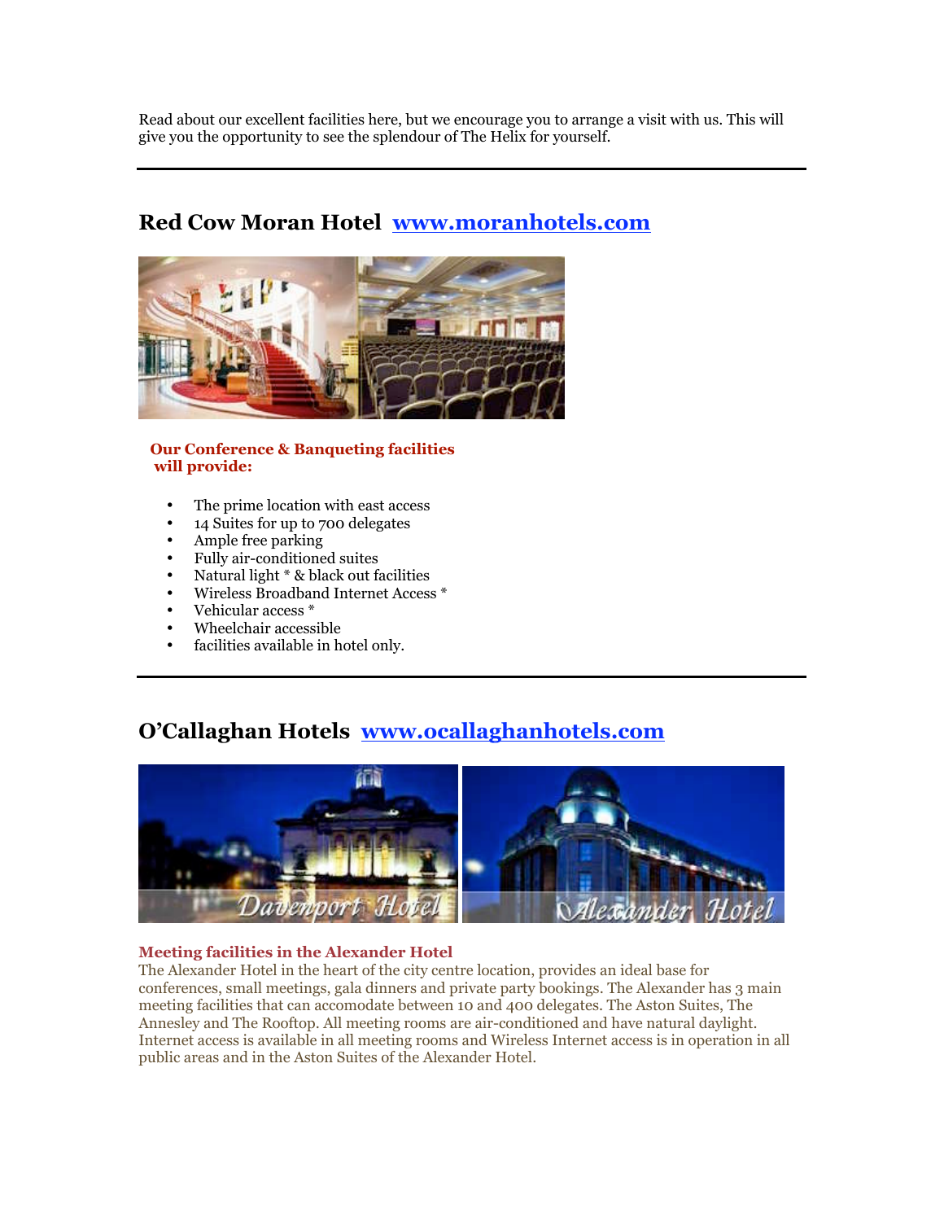Read about our excellent facilities here, but we encourage you to arrange a visit with us. This will give you the opportunity to see the splendour of The Helix for yourself.

---

## Red Cow Moran Hotel [www.moranhotels.com](www.moranhotels.com)

**Our Conference & Banqueting facilities will provide:**

- The prime location with east access
- 14 Suites for up to 700 delegates
- Ample free parking
- Fully air-conditioned suites
- Natural light * & black out facilities
- Wireless Broadband Internet Access *
- Vehicular access *
- Wheelchair accessible
- facilities available in hotel only.

---

## O'Callaghan Hotels [www.ocallaghanhotels.com](www.ocallaghanhotels.com)

**Meeting facilities in the Alexander Hotel**

The Alexander Hotel in the heart of the city centre location, provides an ideal base for conferences, small meetings, gala dinners and private party bookings. The Alexander has 3 main meeting facilities that can accomodate between 10 and 400 delegates. The Aston Suites, The Annesley and The Rooftop. All meeting rooms are air-conditioned and have natural daylight. Internet access is available in all meeting rooms and Wireless Internet access is in operation in all public areas and in the Aston Suites of the Alexander Hotel.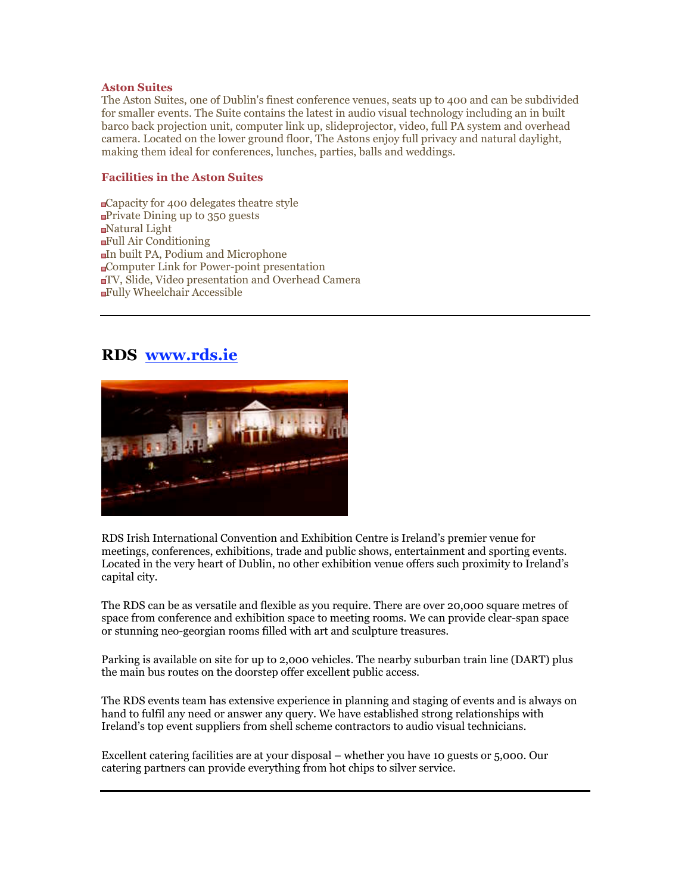### Aston Suites

The Aston Suites, one of Dublin's finest conference venues, seats up to 400 and can be subdivided for smaller events. The Suite contains the latest in audio visual technology including an in built barco back projection unit, computer link up, slideprojector, video, full PA system and overhead camera. Located on the lower ground floor, The Astons enjoy full privacy and natural daylight, making them ideal for conferences, lunches, parties, balls and weddings.

### Facilities in the Aston Suites

- Capacity for 400 delegates theatre style
- Private Dining up to 350 guests
- Natural Light
- Full Air Conditioning
- In built PA, Podium and Microphone
- Computer Link for Power-point presentation
- TV, Slide, Video presentation and Overhead Camera
- Fully Wheelchair Accessible

---

## RDS [www.rds.ie](http://www.rds.ie)

RDS Irish International Convention and Exhibition Centre is Ireland's premier venue for meetings, conferences, exhibitions, trade and public shows, entertainment and sporting events. Located in the very heart of Dublin, no other exhibition venue offers such proximity to Ireland's capital city.

The RDS can be as versatile and flexible as you require. There are over 20,000 square metres of space from conference and exhibition space to meeting rooms. We can provide clear-span space or stunning neo-georgian rooms filled with art and sculpture treasures.

Parking is available on site for up to 2,000 vehicles. The nearby suburban train line (DART) plus the main bus routes on the doorstep offer excellent public access.

The RDS events team has extensive experience in planning and staging of events and is always on hand to fulfil any need or answer any query. We have established strong relationships with Ireland's top event suppliers from shell scheme contractors to audio visual technicians.

Excellent catering facilities are at your disposal – whether you have 10 guests or 5,000. Our catering partners can provide everything from hot chips to silver service.

---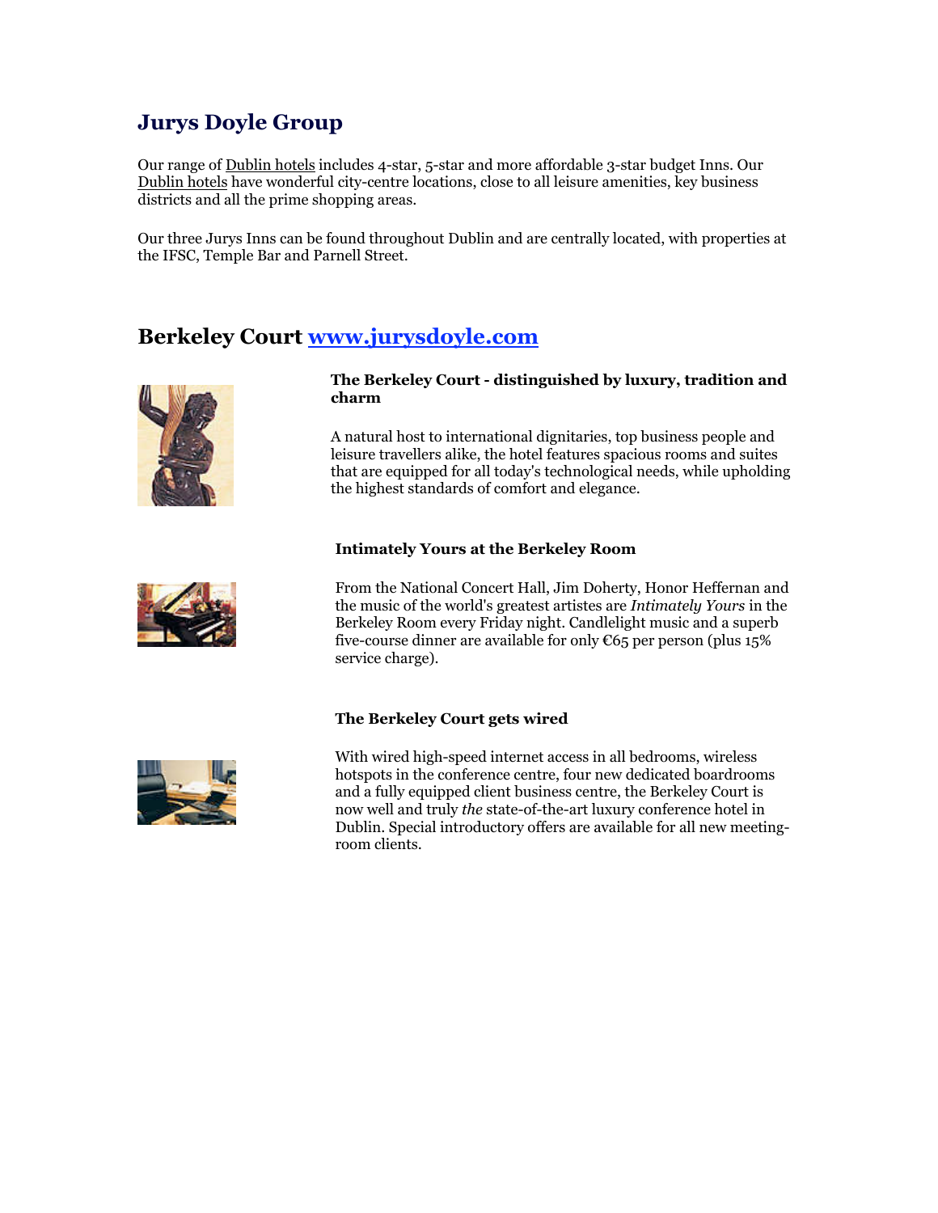## Jurys Doyle Group

Our range of Dublin hotels includes 4-star, 5-star and more affordable 3-star budget Inns. Our Dublin hotels have wonderful city-centre locations, close to all leisure amenities, key business districts and all the prime shopping areas.

Our three Jurys Inns can be found throughout Dublin and are centrally located, with properties at the IFSC, Temple Bar and Parnell Street.

## Berkeley Court [www.jurysdoyle.com](www.jurysdoyle.com)

**The Berkeley Court - distinguished by luxury, tradition and charm**

A natural host to international dignitaries, top business people and leisure travellers alike, the hotel features spacious rooms and suites that are equipped for all today's technological needs, while upholding the highest standards of comfort and elegance.

**Intimately Yours at the Berkeley Room**

From the National Concert Hall, Jim Doherty, Honor Heffernan and the music of the world's greatest artistes are *Intimately Yours* in the Berkeley Room every Friday night. Candlelight music and a superb five-course dinner are available for only €65 per person (plus 15% service charge).

**The Berkeley Court gets wired**

With wired high-speed internet access in all bedrooms, wireless hotspots in the conference centre, four new dedicated boardrooms and a fully equipped client business centre, the Berkeley Court is now well and truly *the* state-of-the-art luxury conference hotel in Dublin. Special introductory offers are available for all new meeting-room clients.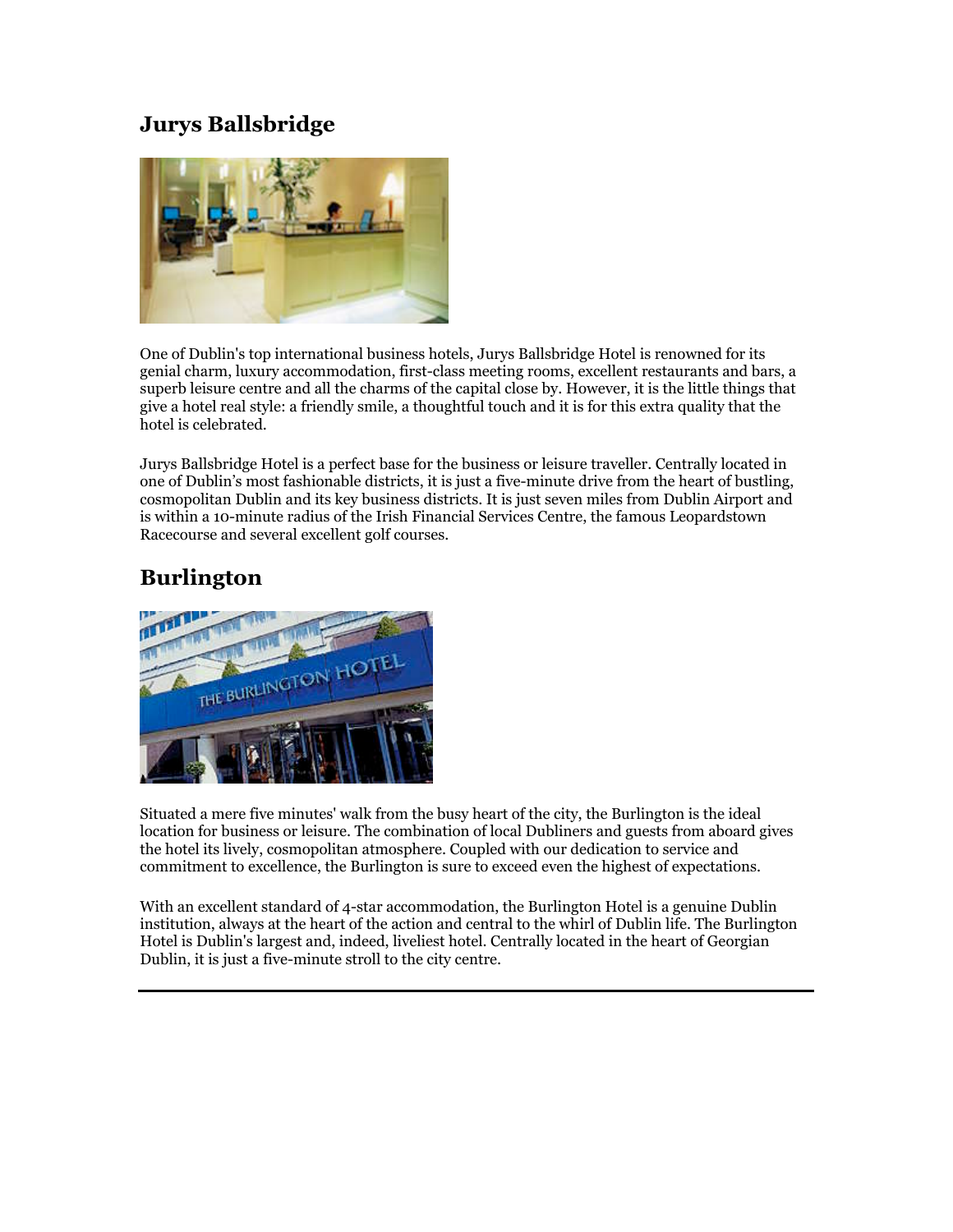## Jurys Ballsbridge

One of Dublin's top international business hotels, Jurys Ballsbridge Hotel is renowned for its genial charm, luxury accommodation, first-class meeting rooms, excellent restaurants and bars, a superb leisure centre and all the charms of the capital close by. However, it is the little things that give a hotel real style: a friendly smile, a thoughtful touch and it is for this extra quality that the hotel is celebrated.

Jurys Ballsbridge Hotel is a perfect base for the business or leisure traveller. Centrally located in one of Dublin's most fashionable districts, it is just a five-minute drive from the heart of bustling, cosmopolitan Dublin and its key business districts. It is just seven miles from Dublin Airport and is within a 10-minute radius of the Irish Financial Services Centre, the famous Leopardstown Racecourse and several excellent golf courses.

## Burlington

Situated a mere five minutes' walk from the busy heart of the city, the Burlington is the ideal location for business or leisure. The combination of local Dubliners and guests from aboard gives the hotel its lively, cosmopolitan atmosphere. Coupled with our dedication to service and commitment to excellence, the Burlington is sure to exceed even the highest of expectations.

With an excellent standard of 4-star accommodation, the Burlington Hotel is a genuine Dublin institution, always at the heart of the action and central to the whirl of Dublin life. The Burlington Hotel is Dublin's largest and, indeed, liveliest hotel. Centrally located in the heart of Georgian Dublin, it is just a five-minute stroll to the city centre.

---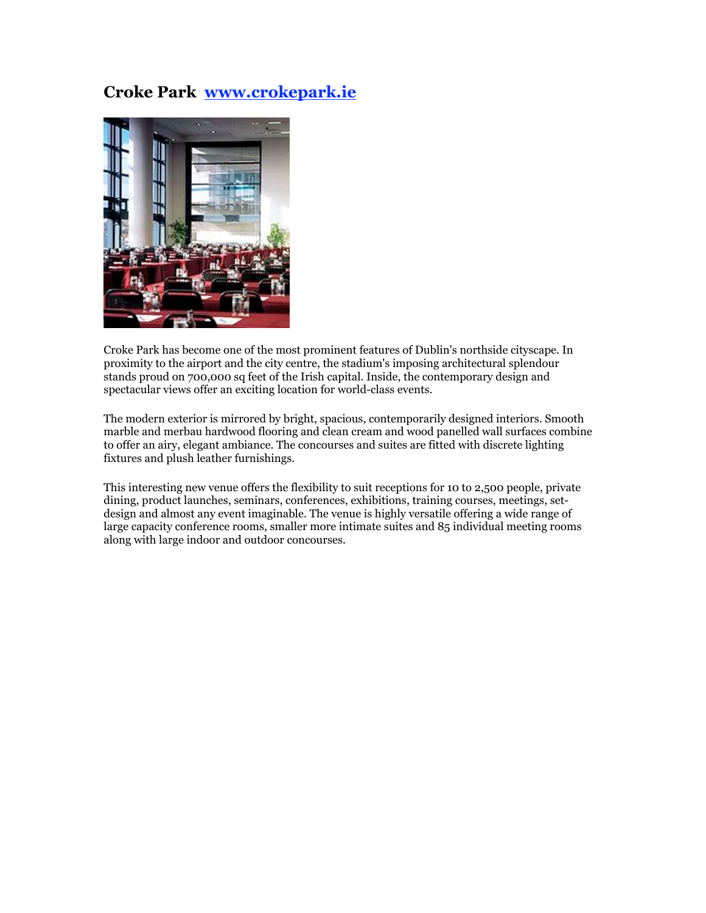## Croke Park [www.crokepark.ie](http://www.crokepark.ie)

Croke Park has become one of the most prominent features of Dublin's northside cityscape. In proximity to the airport and the city centre, the stadium's imposing architectural splendour stands proud on 700,000 sq feet of the Irish capital. Inside, the contemporary design and spectacular views offer an exciting location for world-class events.

The modern exterior is mirrored by bright, spacious, contemporarily designed interiors. Smooth marble and merbau hardwood flooring and clean cream and wood panelled wall surfaces combine to offer an airy, elegant ambiance. The concourses and suites are fitted with discrete lighting fixtures and plush leather furnishings.

This interesting new venue offers the flexibility to suit receptions for 10 to 2,500 people, private dining, product launches, seminars, conferences, exhibitions, training courses, meetings, set-design and almost any event imaginable. The venue is highly versatile offering a wide range of large capacity conference rooms, smaller more intimate suites and 85 individual meeting rooms along with large indoor and outdoor concourses.